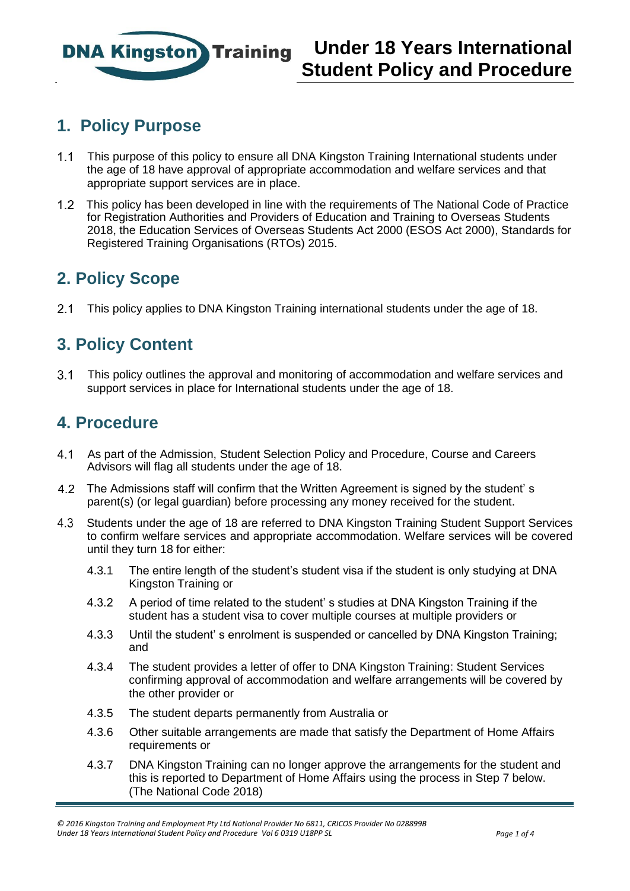# Under 18 Years International Student Policy and Procedure

## 1. Policy Purpose

1.1 This purpose of this policy to ensure all DNA Kingston Training International students under the age of 18 have approval of appropriate accommodation and welfare services and that appropriate support services are in place.

1.2 This policy has been developed in line with the requirements of The National Code of Practice for Registration Authorities and Providers of Education and Training to Overseas Students 2018, the Education Services of Overseas Students Act 2000 (ESOS Act 2000), Standards for Registered Training Organisations (RTOs) 2015.

## 2. Policy Scope

2.1 This policy applies to DNA Kingston Training international students under the age of 18.

## 3. Policy Content

3.1 This policy outlines the approval and monitoring of accommodation and welfare services and support services in place for International students under the age of 18.

## 4. Procedure

4.1 As part of the Admission, Student Selection Policy and Procedure, Course and Careers Advisors will flag all students under the age of 18.

4.2 The Admissions staff will confirm that the Written Agreement is signed by the student' s parent(s) (or legal guardian) before processing any money received for the student.

4.3 Students under the age of 18 are referred to DNA Kingston Training Student Support Services to confirm welfare services and appropriate accommodation. Welfare services will be covered until they turn 18 for either:

- 4.3.1 The entire length of the student's student visa if the student is only studying at DNA Kingston Training or
- 4.3.2 A period of time related to the student' s studies at DNA Kingston Training if the student has a student visa to cover multiple courses at multiple providers or
- 4.3.3 Until the student' s enrolment is suspended or cancelled by DNA Kingston Training; and
- 4.3.4 The student provides a letter of offer to DNA Kingston Training: Student Services confirming approval of accommodation and welfare arrangements will be covered by the other provider or
- 4.3.5 The student departs permanently from Australia or
- 4.3.6 Other suitable arrangements are made that satisfy the Department of Home Affairs requirements or
- 4.3.7 DNA Kingston Training can no longer approve the arrangements for the student and this is reported to Department of Home Affairs using the process in Step 7 below. (The National Code 2018)

*© 2016 Kingston Training and Employment Pty Ltd National Provider No 6811, CRICOS Provider No 028899B*
*Under 18 Years International Student Policy and Procedure Vol 6 0319 U18PP SL*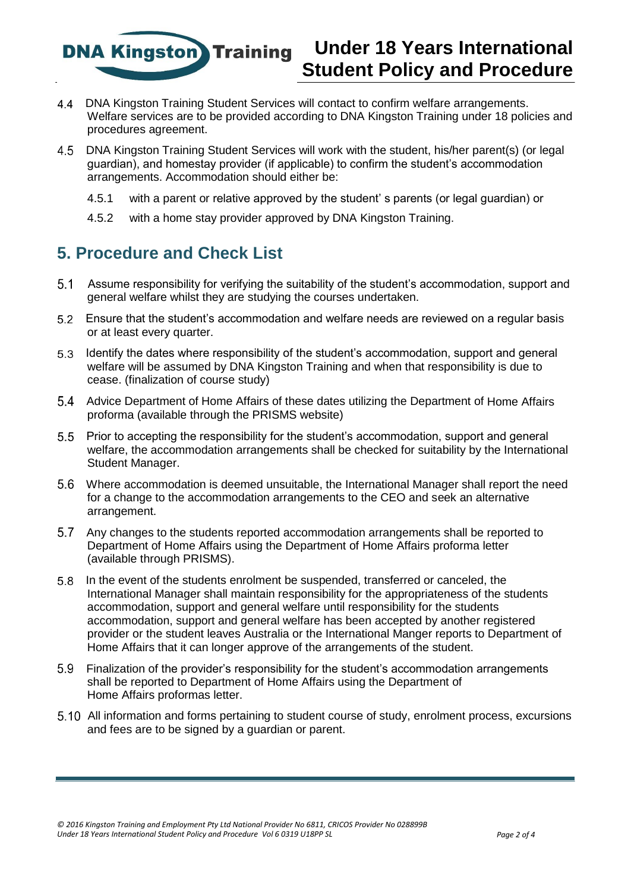4.4 DNA Kingston Training Student Services will contact to confirm welfare arrangements. Welfare services are to be provided according to DNA Kingston Training under 18 policies and procedures agreement.

4.5 DNA Kingston Training Student Services will work with the student, his/her parent(s) (or legal guardian), and homestay provider (if applicable) to confirm the student's accommodation arrangements. Accommodation should either be:

4.5.1 with a parent or relative approved by the student' s parents (or legal guardian) or

4.5.2 with a home stay provider approved by DNA Kingston Training.

## 5. Procedure and Check List

5.1 Assume responsibility for verifying the suitability of the student's accommodation, support and general welfare whilst they are studying the courses undertaken.

5.2 Ensure that the student's accommodation and welfare needs are reviewed on a regular basis or at least every quarter.

5.3 Identify the dates where responsibility of the student's accommodation, support and general welfare will be assumed by DNA Kingston Training and when that responsibility is due to cease. (finalization of course study)

5.4 Advice Department of Home Affairs of these dates utilizing the Department of Home Affairs proforma (available through the PRISMS website)

5.5 Prior to accepting the responsibility for the student's accommodation, support and general welfare, the accommodation arrangements shall be checked for suitability by the International Student Manager.

5.6 Where accommodation is deemed unsuitable, the International Manager shall report the need for a change to the accommodation arrangements to the CEO and seek an alternative arrangement.

5.7 Any changes to the students reported accommodation arrangements shall be reported to Department of Home Affairs using the Department of Home Affairs proforma letter (available through PRISMS).

5.8 In the event of the students enrolment be suspended, transferred or canceled, the International Manager shall maintain responsibility for the appropriateness of the students accommodation, support and general welfare until responsibility for the students accommodation, support and general welfare has been accepted by another registered provider or the student leaves Australia or the International Manger reports to Department of Home Affairs that it can longer approve of the arrangements of the student.

5.9 Finalization of the provider's responsibility for the student's accommodation arrangements shall be reported to Department of Home Affairs using the Department of Home Affairs proformas letter.

5.10 All information and forms pertaining to student course of study, enrolment process, excursions and fees are to be signed by a guardian or parent.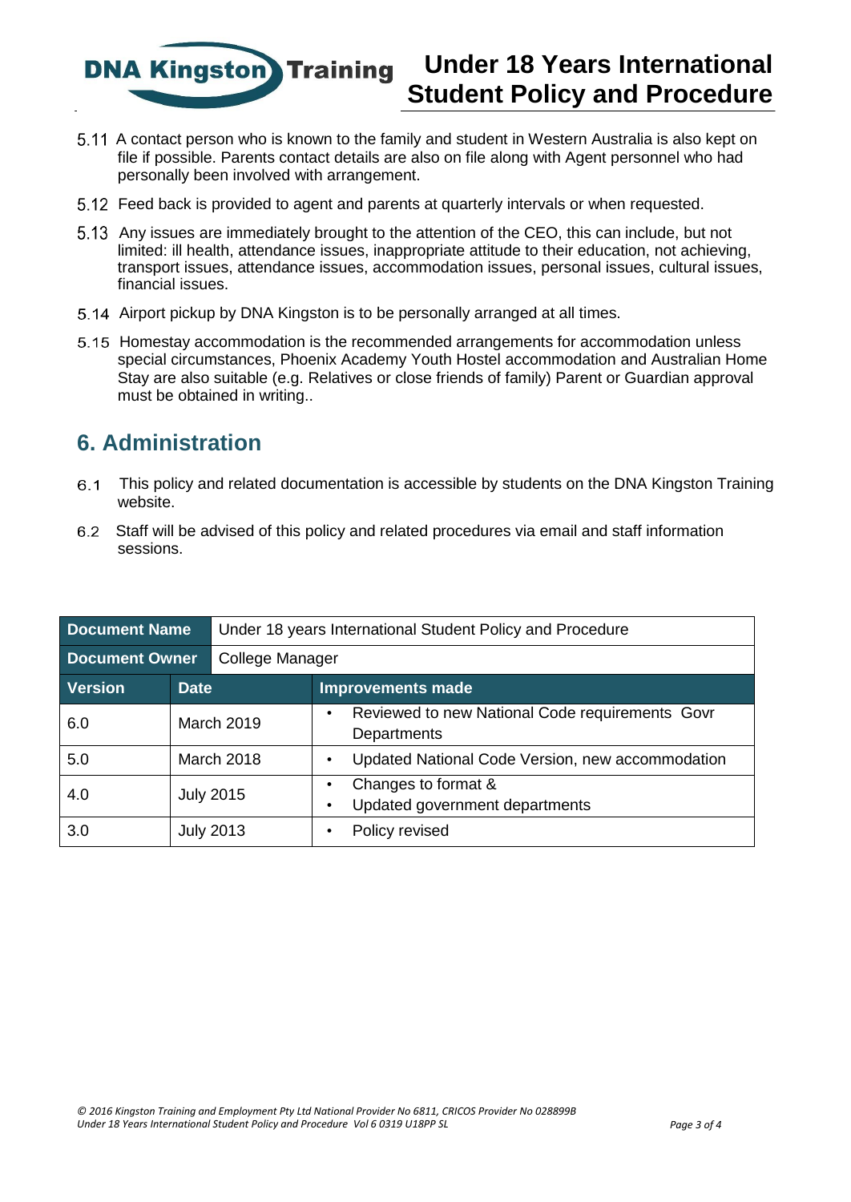5.11 A contact person who is known to the family and student in Western Australia is also kept on file if possible. Parents contact details are also on file along with Agent personnel who had personally been involved with arrangement.

5.12 Feed back is provided to agent and parents at quarterly intervals or when requested.

5.13 Any issues are immediately brought to the attention of the CEO, this can include, but not limited: ill health, attendance issues, inappropriate attitude to their education, not achieving, transport issues, attendance issues, accommodation issues, personal issues, cultural issues, financial issues.

5.14 Airport pickup by DNA Kingston is to be personally arranged at all times.

5.15 Homestay accommodation is the recommended arrangements for accommodation unless special circumstances, Phoenix Academy Youth Hostel accommodation and Australian Home Stay are also suitable (e.g. Relatives or close friends of family) Parent or Guardian approval must be obtained in writing..

## 6. Administration

6.1 This policy and related documentation is accessible by students on the DNA Kingston Training website.

6.2 Staff will be advised of this policy and related procedures via email and staff information sessions.

| | | |
|---|---|---|
| **Document Name** | Under 18 years International Student Policy and Procedure | |
| **Document Owner** | College Manager | |
| **Version** | **Date** | **Improvements made** |
| 6.0 | March 2019 | • Reviewed to new National Code requirements Govr Departments |
| 5.0 | March 2018 | • Updated National Code Version, new accommodation |
| 4.0 | July 2015 | • Changes to format &<br>• Updated government departments |
| 3.0 | July 2013 | • Policy revised |

*© 2016 Kingston Training and Employment Pty Ltd National Provider No 6811, CRICOS Provider No 028899B*
*Under 18 Years International Student Policy and Procedure Vol 6 0319 U18PP SL*